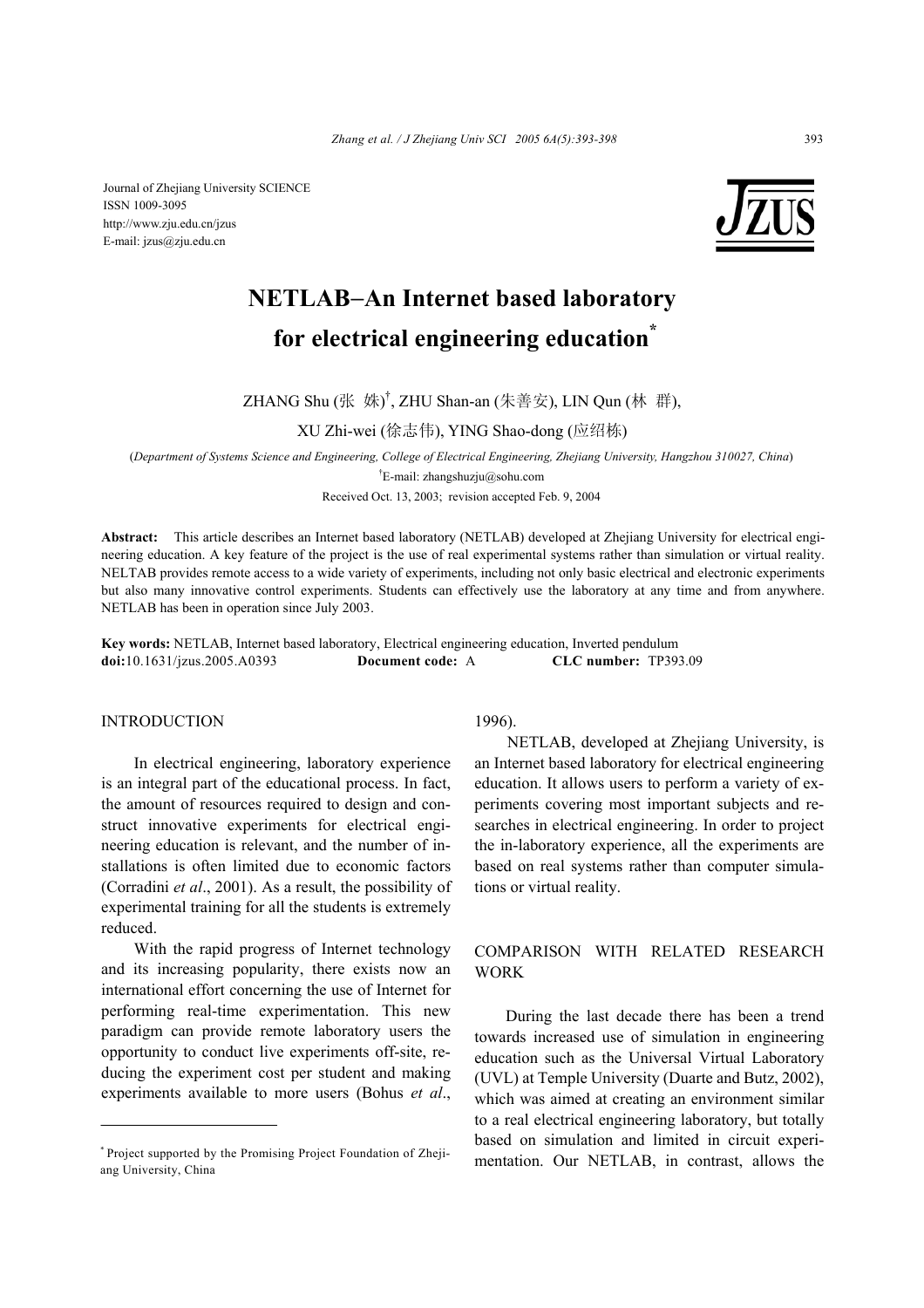Journal of Zhejiang University SCIENCE
ISSN 1009-3095
http://www.zju.edu.cn/jzus
E-mail: jzus@zju.edu.cn

# NETLAB−An Internet based laboratory for electrical engineering education*

ZHANG Shu (张 姝)[†], ZHU Shan-an (朱善安), LIN Qun (林 群), XU Zhi-wei (徐志伟), YING Shao-dong (应绍栋)

(*Department of Systems Science and Engineering, College of Electrical Engineering, Zhejiang University, Hangzhou 310027, China*)

[†]E-mail: zhangshuzju@sohu.com

Received Oct. 13, 2003; revision accepted Feb. 9, 2004

**Abstract:** This article describes an Internet based laboratory (NETLAB) developed at Zhejiang University for electrical engineering education. A key feature of the project is the use of real experimental systems rather than simulation or virtual reality. NELTAB provides remote access to a wide variety of experiments, including not only basic electrical and electronic experiments but also many innovative control experiments. Students can effectively use the laboratory at any time and from anywhere. NETLAB has been in operation since July 2003.

**Key words:** NETLAB, Internet based laboratory, Electrical engineering education, Inverted pendulum
**doi:**10.1631/jzus.2005.A0393 **Document code:** A **CLC number:** TP393.09

## INTRODUCTION

In electrical engineering, laboratory experience is an integral part of the educational process. In fact, the amount of resources required to design and construct innovative experiments for electrical engineering education is relevant, and the number of installations is often limited due to economic factors (Corradini *et al*., 2001). As a result, the possibility of experimental training for all the students is extremely reduced.

With the rapid progress of Internet technology and its increasing popularity, there exists now an international effort concerning the use of Internet for performing real-time experimentation. This new paradigm can provide remote laboratory users the opportunity to conduct live experiments off-site, reducing the experiment cost per student and making experiments available to more users (Bohus *et al*., 1996).

NETLAB, developed at Zhejiang University, is an Internet based laboratory for electrical engineering education. It allows users to perform a variety of experiments covering most important subjects and researches in electrical engineering. In order to project the in-laboratory experience, all the experiments are based on real systems rather than computer simulations or virtual reality.

## COMPARISON WITH RELATED RESEARCH WORK

During the last decade there has been a trend towards increased use of simulation in engineering education such as the Universal Virtual Laboratory (UVL) at Temple University (Duarte and Butz, 2002), which was aimed at creating an environment similar to a real electrical engineering laboratory, but totally based on simulation and limited in circuit experimentation. Our NETLAB, in contrast, allows the

---

* Project supported by the Promising Project Foundation of Zhejiang University, China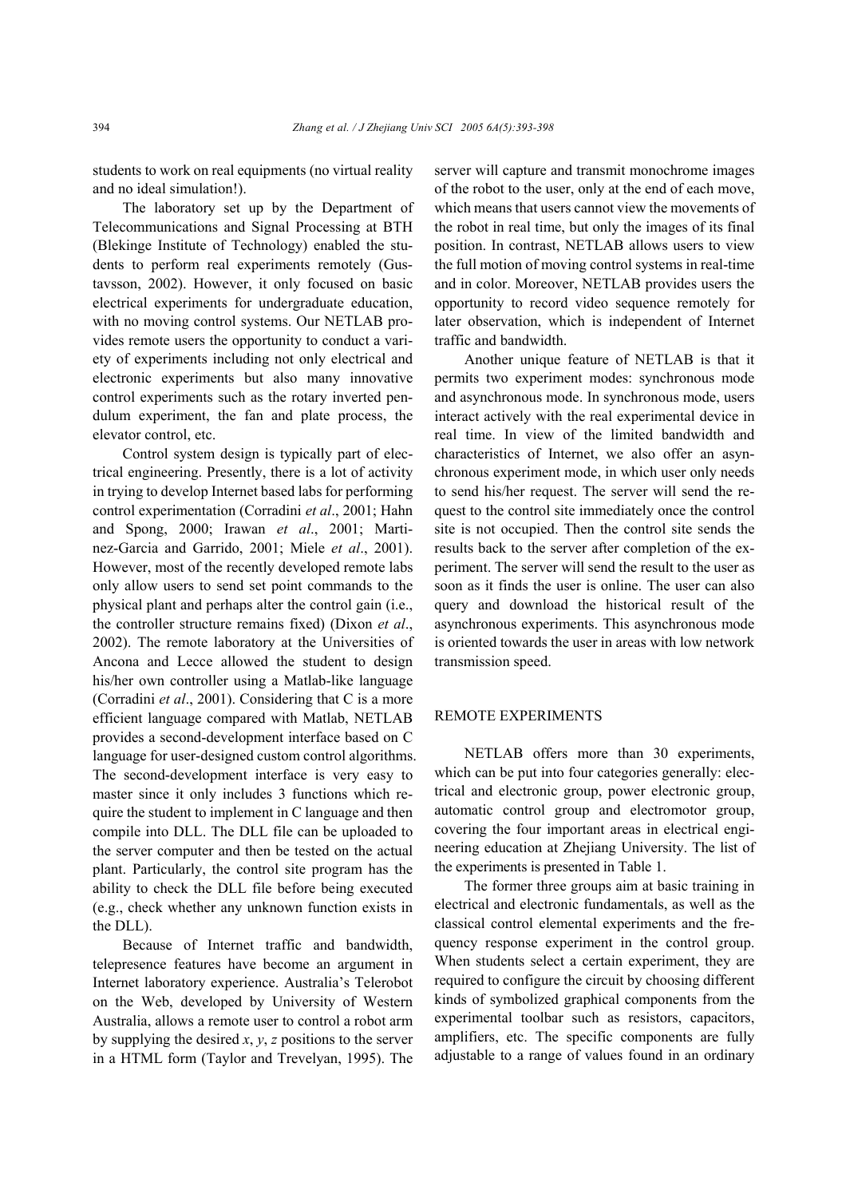students to work on real equipments (no virtual reality and no ideal simulation!).

The laboratory set up by the Department of Telecommunications and Signal Processing at BTH (Blekinge Institute of Technology) enabled the students to perform real experiments remotely (Gustavsson, 2002). However, it only focused on basic electrical experiments for undergraduate education, with no moving control systems. Our NETLAB provides remote users the opportunity to conduct a variety of experiments including not only electrical and electronic experiments but also many innovative control experiments such as the rotary inverted pendulum experiment, the fan and plate process, the elevator control, etc.

Control system design is typically part of electrical engineering. Presently, there is a lot of activity in trying to develop Internet based labs for performing control experimentation (Corradini *et al*., 2001; Hahn and Spong, 2000; Irawan *et al*., 2001; Martinez-Garcia and Garrido, 2001; Miele *et al*., 2001). However, most of the recently developed remote labs only allow users to send set point commands to the physical plant and perhaps alter the control gain (i.e., the controller structure remains fixed) (Dixon *et al*., 2002). The remote laboratory at the Universities of Ancona and Lecce allowed the student to design his/her own controller using a Matlab-like language (Corradini *et al*., 2001). Considering that C is a more efficient language compared with Matlab, NETLAB provides a second-development interface based on C language for user-designed custom control algorithms. The second-development interface is very easy to master since it only includes 3 functions which require the student to implement in C language and then compile into DLL. The DLL file can be uploaded to the server computer and then be tested on the actual plant. Particularly, the control site program has the ability to check the DLL file before being executed (e.g., check whether any unknown function exists in the DLL).

Because of Internet traffic and bandwidth, telepresence features have become an argument in Internet laboratory experience. Australia's Telerobot on the Web, developed by University of Western Australia, allows a remote user to control a robot arm by supplying the desired $x$, $y$, $z$ positions to the server in a HTML form (Taylor and Trevelyan, 1995). The server will capture and transmit monochrome images of the robot to the user, only at the end of each move, which means that users cannot view the movements of the robot in real time, but only the images of its final position. In contrast, NETLAB allows users to view the full motion of moving control systems in real-time and in color. Moreover, NETLAB provides users the opportunity to record video sequence remotely for later observation, which is independent of Internet traffic and bandwidth.

Another unique feature of NETLAB is that it permits two experiment modes: synchronous mode and asynchronous mode. In synchronous mode, users interact actively with the real experimental device in real time. In view of the limited bandwidth and characteristics of Internet, we also offer an asynchronous experiment mode, in which user only needs to send his/her request. The server will send the request to the control site immediately once the control site is not occupied. Then the control site sends the results back to the server after completion of the experiment. The server will send the result to the user as soon as it finds the user is online. The user can also query and download the historical result of the asynchronous experiments. This asynchronous mode is oriented towards the user in areas with low network transmission speed.

## REMOTE EXPERIMENTS

NETLAB offers more than 30 experiments, which can be put into four categories generally: electrical and electronic group, power electronic group, automatic control group and electromotor group, covering the four important areas in electrical engineering education at Zhejiang University. The list of the experiments is presented in Table 1.

The former three groups aim at basic training in electrical and electronic fundamentals, as well as the classical control elemental experiments and the frequency response experiment in the control group. When students select a certain experiment, they are required to configure the circuit by choosing different kinds of symbolized graphical components from the experimental toolbar such as resistors, capacitors, amplifiers, etc. The specific components are fully adjustable to a range of values found in an ordinary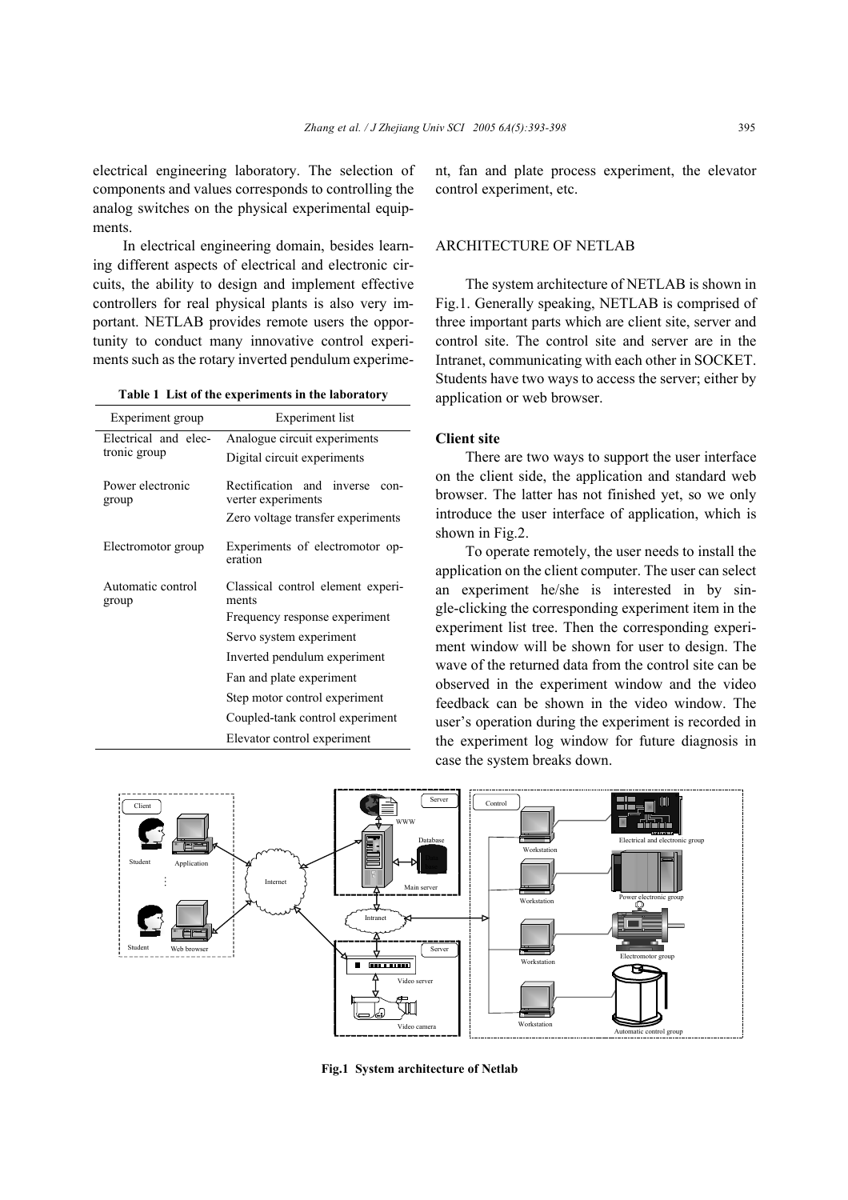electrical engineering laboratory. The selection of components and values corresponds to controlling the analog switches on the physical experimental equipments.

In electrical engineering domain, besides learning different aspects of electrical and electronic circuits, the ability to design and implement effective controllers for real physical plants is also very important. NETLAB provides remote users the opportunity to conduct many innovative control experiments such as the rotary inverted pendulum experiment, fan and plate process experiment, the elevator control experiment, etc.

**Table 1 List of the experiments in the laboratory**

| Experiment group | Experiment list |
|---|---|
| Electrical and electronic group | Analogue circuit experiments |
| | Digital circuit experiments |
| Power electronic group | Rectification and inverse converter experiments |
| | Zero voltage transfer experiments |
| Electromotor group | Experiments of electromotor operation |
| Automatic control group | Classical control element experiments |
| | Frequency response experiment |
| | Servo system experiment |
| | Inverted pendulum experiment |
| | Fan and plate experiment |
| | Step motor control experiment |
| | Coupled-tank control experiment |
| | Elevator control experiment |

## ARCHITECTURE OF NETLAB

The system architecture of NETLAB is shown in Fig.1. Generally speaking, NETLAB is comprised of three important parts which are client site, server and control site. The control site and server are in the Intranet, communicating with each other in SOCKET. Students have two ways to access the server; either by application or web browser.

### Client site

There are two ways to support the user interface on the client side, the application and standard web browser. The latter has not finished yet, so we only introduce the user interface of application, which is shown in Fig.2.

To operate remotely, the user needs to install the application on the client computer. The user can select an experiment he/she is interested in by single-clicking the corresponding experiment item in the experiment list tree. Then the corresponding experiment window will be shown for user to design. The wave of the returned data from the control site can be observed in the experiment window and the video feedback can be shown in the video window. The user's operation during the experiment is recorded in the experiment log window for future diagnosis in case the system breaks down.

**Fig.1 System architecture of Netlab**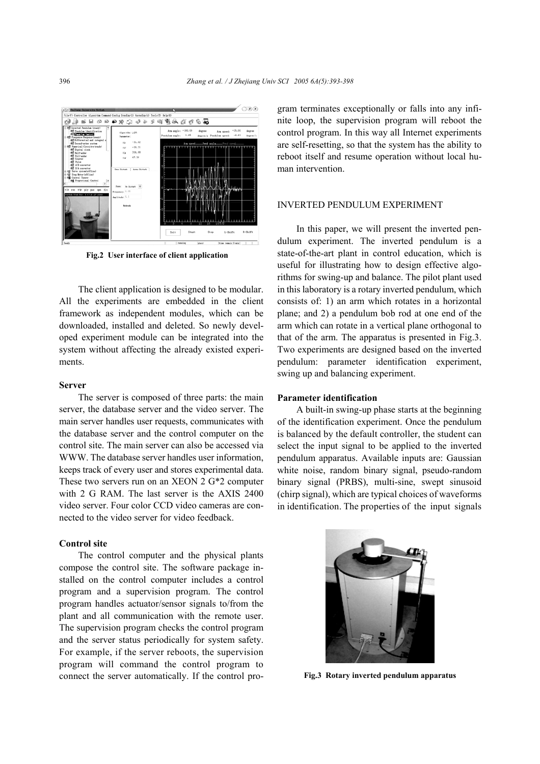Fig.2 User interface of client application

The client application is designed to be modular. All the experiments are embedded in the client framework as independent modules, which can be downloaded, installed and deleted. So newly developed experiment module can be integrated into the system without affecting the already existed experiments.

### Server

The server is composed of three parts: the main server, the database server and the video server. The main server handles user requests, communicates with the database server and the control computer on the control site. The main server can also be accessed via WWW. The database server handles user information, keeps track of every user and stores experimental data. These two servers run on an XEON 2 G*2 computer with 2 G RAM. The last server is the AXIS 2400 video server. Four color CCD video cameras are connected to the video server for video feedback.

### Control site

The control computer and the physical plants compose the control site. The software package installed on the control computer includes a control program and a supervision program. The control program handles actuator/sensor signals to/from the plant and all communication with the remote user. The supervision program checks the control program and the server status periodically for system safety. For example, if the server reboots, the supervision program will command the control program to connect the server automatically. If the control program terminates exceptionally or falls into any infinite loop, the supervision program will reboot the control program. In this way all Internet experiments are self-resetting, so that the system has the ability to reboot itself and resume operation without local human intervention.

## INVERTED PENDULUM EXPERIMENT

In this paper, we will present the inverted pendulum experiment. The inverted pendulum is a state-of-the-art plant in control education, which is useful for illustrating how to design effective algorithms for swing-up and balance. The pilot plant used in this laboratory is a rotary inverted pendulum, which consists of: 1) an arm which rotates in a horizontal plane; and 2) a pendulum bob rod at one end of the arm which can rotate in a vertical plane orthogonal to that of the arm. The apparatus is presented in Fig.3. Two experiments are designed based on the inverted pendulum: parameter identification experiment, swing up and balancing experiment.

### Parameter identification

A built-in swing-up phase starts at the beginning of the identification experiment. Once the pendulum is balanced by the default controller, the student can select the input signal to be applied to the inverted pendulum apparatus. Available inputs are: Gaussian white noise, random binary signal, pseudo-random binary signal (PRBS), multi-sine, swept sinusoid (chirp signal), which are typical choices of waveforms in identification. The properties of the input signals

Fig.3 Rotary inverted pendulum apparatus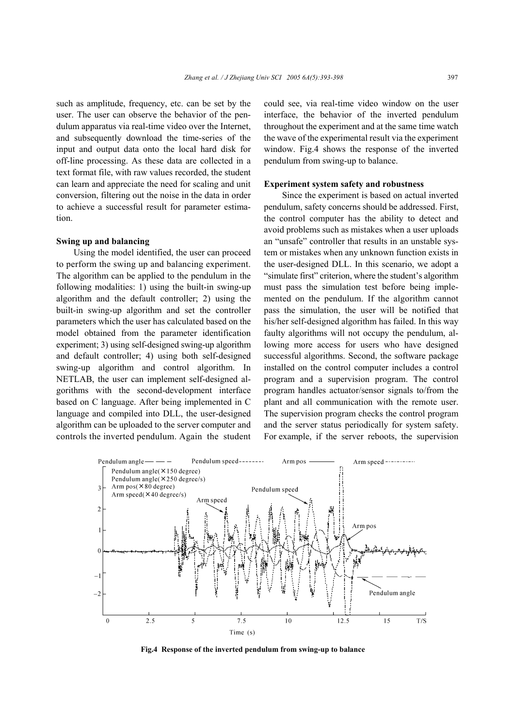such as amplitude, frequency, etc. can be set by the user. The user can observe the behavior of the pendulum apparatus via real-time video over the Internet, and subsequently download the time-series of the input and output data onto the local hard disk for off-line processing. As these data are collected in a text format file, with raw values recorded, the student can learn and appreciate the need for scaling and unit conversion, filtering out the noise in the data in order to achieve a successful result for parameter estimation.

### Swing up and balancing

Using the model identified, the user can proceed to perform the swing up and balancing experiment. The algorithm can be applied to the pendulum in the following modalities: 1) using the built-in swing-up algorithm and the default controller; 2) using the built-in swing-up algorithm and set the controller parameters which the user has calculated based on the model obtained from the parameter identification experiment; 3) using self-designed swing-up algorithm and default controller; 4) using both self-designed swing-up algorithm and control algorithm. In NETLAB, the user can implement self-designed algorithms with the second-development interface based on C language. After being implemented in C language and compiled into DLL, the user-designed algorithm can be uploaded to the server computer and controls the inverted pendulum. Again the student could see, via real-time video window on the user interface, the behavior of the inverted pendulum throughout the experiment and at the same time watch the wave of the experimental result via the experiment window. Fig.4 shows the response of the inverted pendulum from swing-up to balance.

### Experiment system safety and robustness

Since the experiment is based on actual inverted pendulum, safety concerns should be addressed. First, the control computer has the ability to detect and avoid problems such as mistakes when a user uploads an "unsafe" controller that results in an unstable system or mistakes when any unknown function exists in the user-designed DLL. In this scenario, we adopt a "simulate first" criterion, where the student's algorithm must pass the simulation test before being implemented on the pendulum. If the algorithm cannot pass the simulation, the user will be notified that his/her self-designed algorithm has failed. In this way faulty algorithms will not occupy the pendulum, allowing more access for users who have designed successful algorithms. Second, the software package installed on the control computer includes a control program and a supervision program. The control program handles actuator/sensor signals to/from the plant and all communication with the remote user. The supervision program checks the control program and the server status periodically for system safety. For example, if the server reboots, the supervision

**Fig.4 Response of the inverted pendulum from swing-up to balance**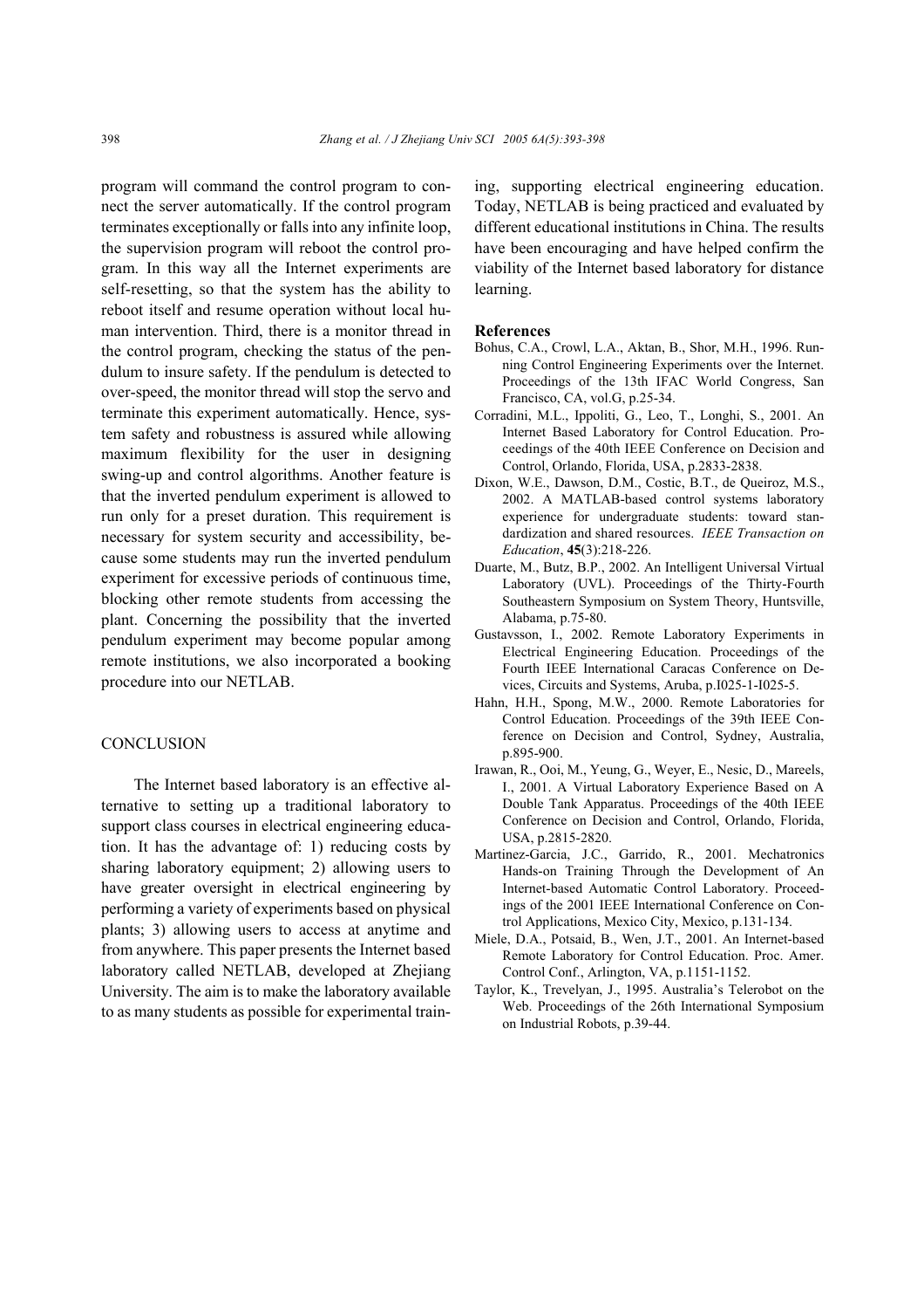program will command the control program to connect the server automatically. If the control program terminates exceptionally or falls into any infinite loop, the supervision program will reboot the control program. In this way all the Internet experiments are self-resetting, so that the system has the ability to reboot itself and resume operation without local human intervention. Third, there is a monitor thread in the control program, checking the status of the pendulum to insure safety. If the pendulum is detected to over-speed, the monitor thread will stop the servo and terminate this experiment automatically. Hence, system safety and robustness is assured while allowing maximum flexibility for the user in designing swing-up and control algorithms. Another feature is that the inverted pendulum experiment is allowed to run only for a preset duration. This requirement is necessary for system security and accessibility, because some students may run the inverted pendulum experiment for excessive periods of continuous time, blocking other remote students from accessing the plant. Concerning the possibility that the inverted pendulum experiment may become popular among remote institutions, we also incorporated a booking procedure into our NETLAB.

## CONCLUSION

The Internet based laboratory is an effective alternative to setting up a traditional laboratory to support class courses in electrical engineering education. It has the advantage of: 1) reducing costs by sharing laboratory equipment; 2) allowing users to have greater oversight in electrical engineering by performing a variety of experiments based on physical plants; 3) allowing users to access at anytime and from anywhere. This paper presents the Internet based laboratory called NETLAB, developed at Zhejiang University. The aim is to make the laboratory available to as many students as possible for experimental training, supporting electrical engineering education. Today, NETLAB is being practiced and evaluated by different educational institutions in China. The results have been encouraging and have helped confirm the viability of the Internet based laboratory for distance learning.

## References

Bohus, C.A., Crowl, L.A., Aktan, B., Shor, M.H., 1996. Running Control Engineering Experiments over the Internet. Proceedings of the 13th IFAC World Congress, San Francisco, CA, vol.G, p.25-34.

Corradini, M.L., Ippoliti, G., Leo, T., Longhi, S., 2001. An Internet Based Laboratory for Control Education. Proceedings of the 40th IEEE Conference on Decision and Control, Orlando, Florida, USA, p.2833-2838.

Dixon, W.E., Dawson, D.M., Costic, B.T., de Queiroz, M.S., 2002. A MATLAB-based control systems laboratory experience for undergraduate students: toward standardization and shared resources. *IEEE Transaction on Education*, **45**(3):218-226.

Duarte, M., Butz, B.P., 2002. An Intelligent Universal Virtual Laboratory (UVL). Proceedings of the Thirty-Fourth Southeastern Symposium on System Theory, Huntsville, Alabama, p.75-80.

Gustavsson, I., 2002. Remote Laboratory Experiments in Electrical Engineering Education. Proceedings of the Fourth IEEE International Caracas Conference on Devices, Circuits and Systems, Aruba, p.I025-1-I025-5.

Hahn, H.H., Spong, M.W., 2000. Remote Laboratories for Control Education. Proceedings of the 39th IEEE Conference on Decision and Control, Sydney, Australia, p.895-900.

Irawan, R., Ooi, M., Yeung, G., Weyer, E., Nesic, D., Mareels, I., 2001. A Virtual Laboratory Experience Based on A Double Tank Apparatus. Proceedings of the 40th IEEE Conference on Decision and Control, Orlando, Florida, USA, p.2815-2820.

Martinez-Garcia, J.C., Garrido, R., 2001. Mechatronics Hands-on Training Through the Development of An Internet-based Automatic Control Laboratory. Proceedings of the 2001 IEEE International Conference on Control Applications, Mexico City, Mexico, p.131-134.

Miele, D.A., Potsaid, B., Wen, J.T., 2001. An Internet-based Remote Laboratory for Control Education. Proc. Amer. Control Conf., Arlington, VA, p.1151-1152.

Taylor, K., Trevelyan, J., 1995. Australia's Telerobot on the Web. Proceedings of the 26th International Symposium on Industrial Robots, p.39-44.